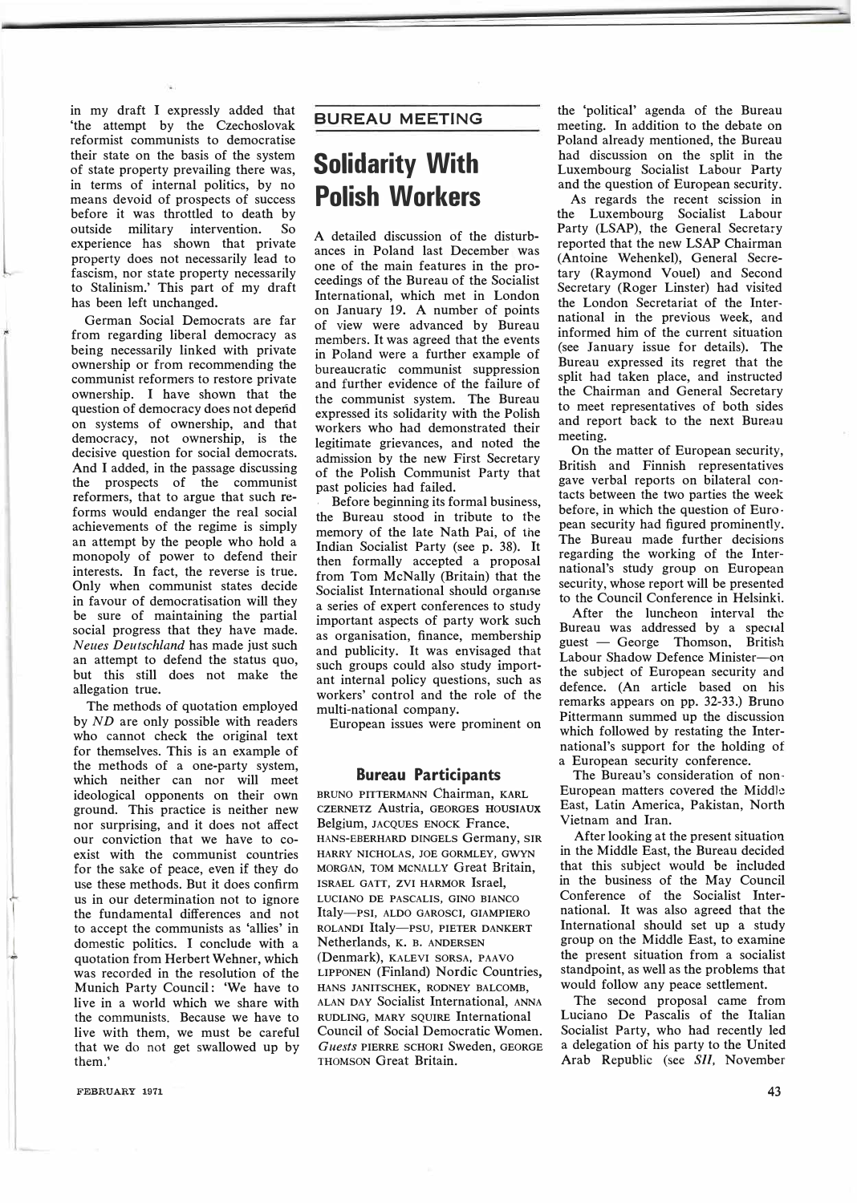in my draft I expressly added that 'the attempt by the Czechoslovak reformist communists to democratise their state on the basis of the system of state property prevailing there was, in terms of internal politics, by no means devoid of prospects of success before it was throttled to death by outside military intervention. So experience has shown that private property does not necessarily lead to fascism, nor state property necessarily to Stalinism.' This part of my draft has been left unchanged.

German Social Democrats are far from regarding liberal democracy as being necessarily linked with private ownership or from recommending the communist reformers to restore private ownership. I have shown that the question of democracy does not depend on systems of ownership, and that democracy, not ownership, is the decisive question for social democrats. And I added, in the passage discussing the prospects of the communist reformers, that to argue that such reforms would endanger the real social achievements of the regime is simply an attempt by the people who hold a monopoly of power to defend their interests. In fact, the reverse is true. Only when communist states decide in favour of democratisation will they be sure of maintaining the partial social progress that they have made. *Neues Deutschland* has made just such an attempt to defend the status quo, but this still does not make the allegation true.

The methods of quotation employed by *ND* are only possible with readers who cannot check the original text for themselves. This is an example of the methods of a one-party system, which neither can nor will meet ideological opponents on their own ground. This practice is neither new nor surprising, and it does not affect our conviction that we have to co-exist with the communist countries for the sake of peace, even if they do use these methods. But it does confirm us in our determination not to ignore the fundamental differences and not to accept the communists as 'allies' in domestic politics. I conclude with a quotation from Herbert Wehner, which was recorded in the resolution of the Munich Party Council: 'We have to live in a world which we share with the communists. Because we have to live with them, we must be careful that we do not get swallowed up by them.'

## BUREAU MEETING

# Solidarity With Polish Workers

A detailed discussion of the disturbances in Poland last December was one of the main features in the proceedings of the Bureau of the Socialist International, which met in London on January 19. A number of points of view were advanced by Bureau members. It was agreed that the events in Poland were a further example of bureaucratic communist suppression and further evidence of the failure of the communist system. The Bureau expressed its solidarity with the Polish workers who had demonstrated their legitimate grievances, and noted the admission by the new First Secretary of the Polish Communist Party that past policies had failed.

Before beginning its formal business, the Bureau stood in tribute to the memory of the late Nath Pai, of the Indian Socialist Party (see p. 38). It then formally accepted a proposal from Tom McNally (Britain) that the Socialist International should organise a series of expert conferences to study important aspects of party work such as organisation, finance, membership and publicity. It was envisaged that such groups could also study important internal policy questions, such as workers' control and the role of the multi-national company.

European issues were prominent on the 'political' agenda of the Bureau meeting. In addition to the debate on Poland already mentioned, the Bureau had discussion on the split in the Luxembourg Socialist Labour Party and the question of European security.

As regards the recent scission in the Luxembourg Socialist Labour Party (LSAP), the General Secretary reported that the new LSAP Chairman (Antoine Wehenkel), General Secretary (Raymond Vouel) and Second Secretary (Roger Linster) had visited the London Secretariat of the International in the previous week, and informed him of the current situation (see January issue for details). The Bureau expressed its regret that the split had taken place, and instructed the Chairman and General Secretary to meet representatives of both sides and report back to the next Bureau meeting.

On the matter of European security, British and Finnish representatives gave verbal reports on bilateral contacts between the two parties the week before, in which the question of European security had figured prominently. The Bureau made further decisions regarding the working of the International's study group on European security, whose report will be presented to the Council Conference in Helsinki.

After the luncheon interval the Bureau was addressed by a special guest — George Thomson, British Labour Shadow Defence Minister—on the subject of European security and defence. (An article based on his remarks appears on pp. 32-33.) Bruno Pittermann summed up the discussion which followed by restating the International's support for the holding of a European security conference.

The Bureau's consideration of non-European matters covered the Middle East, Latin America, Pakistan, North Vietnam and Iran.

After looking at the present situation in the Middle East, the Bureau decided that this subject would be included in the business of the May Council Conference of the Socialist International. It was also agreed that the International should set up a study group on the Middle East, to examine the present situation from a socialist standpoint, as well as the problems that would follow any peace settlement.

The second proposal came from Luciano De Pascalis of the Italian Socialist Party, who had recently led a delegation of his party to the United Arab Republic (see *SII*, November

### Bureau Participants

BRUNO PITTERMANN Chairman, KARL CZERNETZ Austria, GEORGES HOUSIAUX Belgium, JACQUES ENOCK France, HANS-EBERHARD DINGELS Germany, SIR HARRY NICHOLAS, JOE GORMLEY, GWYN MORGAN, TOM MCNALLY Great Britain, ISRAEL GATT, ZVI HARMOR Israel, LUCIANO DE PASCALIS, GINO BIANCO Italy—PSI, ALDO GAROSCI, GIAMPIERO ROLANDI Italy—PSU, PIETER DANKERT Netherlands, K. B. ANDERSEN (Denmark), KALEVI SORSA, PAAVO LIPPONEN (Finland) Nordic Countries, HANS JANITSCHEK, RODNEY BALCOMB, ALAN DAY Socialist International, ANNA RUDLING, MARY SQUIRE International Council of Social Democratic Women. *Guests* PIERRE SCHORI Sweden, GEORGE THOMSON Great Britain.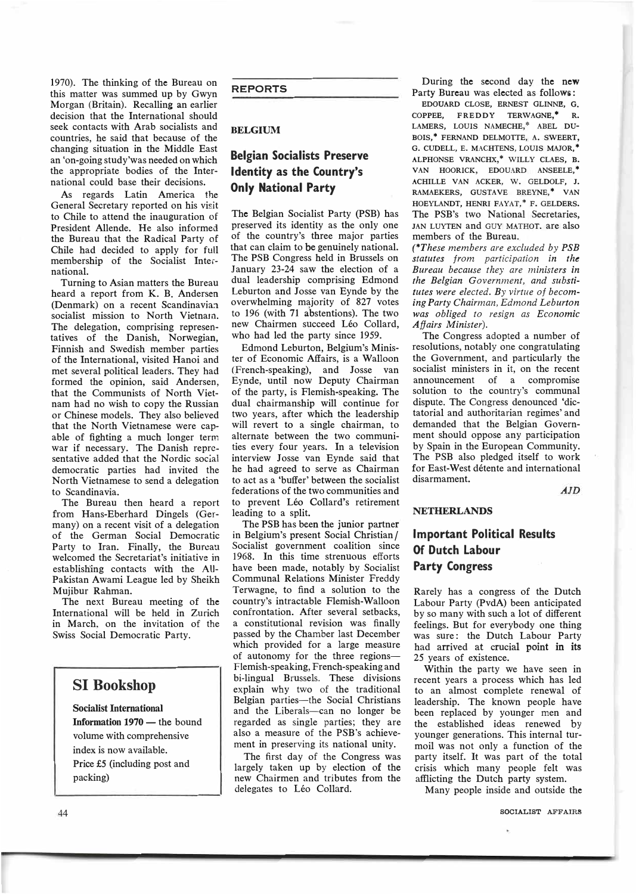1970). The thinking of the Bureau on this matter was summed up by Gwyn Morgan (Britain). Recalling an earlier decision that the International should seek contacts with Arab socialists and countries, he said that because of the changing situation in the Middle East an 'on-going study' was needed on which the appropriate bodies of the International could base their decisions.

As regards Latin America the General Secretary reported on his visit to Chile to attend the inauguration of President Allende. He also informed the Bureau that the Radical Party of Chile had decided to apply for full membership of the Socialist International.

Turning to Asian matters the Bureau heard a report from K. B. Andersen (Denmark) on a recent Scandinavian socialist mission to North Vietnam. The delegation, comprising representatives of the Danish, Norwegian, Finnish and Swedish member parties of the International, visited Hanoi and met several political leaders. They had formed the opinion, said Andersen, that the Communists of North Vietnam had no wish to copy the Russian or Chinese models. They also believed that the North Vietnamese were capable of fighting a much longer term war if necessary. The Danish representative added that the Nordic social democratic parties had invited the North Vietnamese to send a delegation to Scandinavia.

The Bureau then heard a report from Hans-Eberhard Dingels (Germany) on a recent visit of a delegation of the German Social Democratic Party to Iran. Finally, the Bureau welcomed the Secretariat's initiative in establishing contacts with the All-Pakistan Awami League led by Sheikh Mujibur Rahman.

The next Bureau meeting of the International will be held in Zurich in March, on the invitation of the Swiss Social Democratic Party.

## SI Bookshop

**Socialist International Information 1970** — the bound volume with comprehensive index is now available. Price £5 (including post and packing)

## REPORTS

### BELGIUM

## Belgian Socialists Preserve Identity as the Country's Only National Party

The Belgian Socialist Party (PSB) has preserved its identity as the only one of the country's three major parties that can claim to be genuinely national. The PSB Congress held in Brussels on January 23-24 saw the election of a dual leadership comprising Edmond Leburton and Josse van Eynde by the overwhelming majority of 827 votes to 196 (with 71 abstentions). The two new Chairmen succeed Léo Collard, who had led the party since 1959.

Edmond Leburton, Belgium's Minister of Economic Affairs, is a Walloon (French-speaking), and Josse van Eynde, until now Deputy Chairman of the party, is Flemish-speaking. The dual chairmanship will continue for two years, after which the leadership will revert to a single chairman, to alternate between the two communities every four years. In a television interview Josse van Eynde said that he had agreed to serve as Chairman to act as a 'buffer' between the socialist federations of the two communities and to prevent Léo Collard's retirement leading to a split.

The PSB has been the junior partner in Belgium's present Social Christian/Socialist government coalition since 1968. In this time strenuous efforts have been made, notably by Socialist Communal Relations Minister Freddy Terwagne, to find a solution to the country's intractable Flemish-Walloon confrontation. After several setbacks, a constitutional revision was finally passed by the Chamber last December which provided for a large measure of autonomy for the three regions—Flemish-speaking, French-speaking and bi-lingual Brussels. These divisions explain why two of the traditional Belgian parties—the Social Christians and the Liberals—can no longer be regarded as single parties; they are also a measure of the PSB's achievement in preserving its national unity.

The first day of the Congress was largely taken up by election of the new Chairmen and tributes from the delegates to Léo Collard.

During the second day the new Party Bureau was elected as follows: EDOUARD CLOSE, ERNEST GLINNE, G. COPPEE, FREDDY TERWAGNE,* R. LAMERS, LOUIS NAMECHE,* ABEL DUBOIS,* FERNAND DELMOTTE, A. SWEERT, G. CUDELL, E. MACHTENS, LOUIS MAJOR,* ALPHONSE VRANCHX,* WILLY CLAES, B. VAN HOORICK, EDOUARD ANSEELE,* ACHILLE VAN ACKER, W. GELDOLF, J. RAMAEKERS, GUSTAVE BREYNE,* VAN HOEYLANDT, HENRI FAYAT,* F. GELDERS. The PSB's two National Secretaries, JAN LUYTEN and GUY MATHOT, are also members of the Bureau.

*(*These members are excluded by PSB statutes from participation in the Bureau because they are ministers in the Belgian Government, and substitutes were elected. By virtue of becoming Party Chairman, Edmond Leburton was obliged to resign as Economic Affairs Minister).*

The Congress adopted a number of resolutions, notably one congratulating the Government, and particularly the socialist ministers in it, on the recent announcement of a compromise solution to the country's communal dispute. The Congress denounced 'dictatorial and authoritarian regimes' and demanded that the Belgian Government should oppose any participation by Spain in the European Community. The PSB also pledged itself to work for East-West détente and international disarmament.

*AJD*

### NETHERLANDS

## Important Political Results Of Dutch Labour Party Congress

Rarely has a congress of the Dutch Labour Party (PvdA) been anticipated by so many with such a lot of different feelings. But for everybody one thing was sure: the Dutch Labour Party had arrived at crucial point in its 25 years of existence.

Within the party we have seen in recent years a process which has led to an almost complete renewal of leadership. The known people have been replaced by younger men and the established ideas renewed by younger generations. This internal turmoil was not only a function of the party itself. It was part of the total crisis which many people felt was afflicting the Dutch party system.

Many people inside and outside the